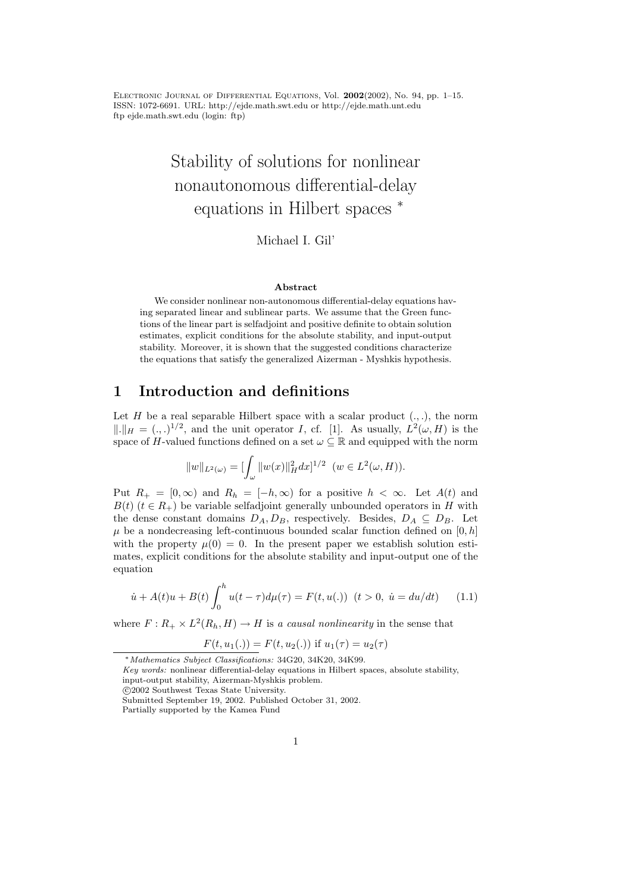# Stability of solutions for nonlinear nonautonomous differential-delay equations in Hilbert spaces *

Michael I. Gil'

### Abstract

We consider nonlinear non-autonomous differential-delay equations having separated linear and sublinear parts. We assume that the Green functions of the linear part is selfadjoint and positive definite to obtain solution estimates, explicit conditions for the absolute stability, and input-output stability. Moreover, it is shown that the suggested conditions characterize the equations that satisfy the generalized Aizerman - Myshkis hypothesis.

## 1 Introduction and definitions

Let $H$ be a real separable Hilbert space with a scalar product $(.,.)$, the norm $\|.\|_H = (.,.)^{1/2}$, and the unit operator $I$, cf. [1]. As usually, $L^2(\omega, H)$ is the space of $H$-valued functions defined on a set $\omega \subseteq \mathbb{R}$ and equipped with the norm

$$\|w\|_{L^2(\omega)} = [\int_\omega \|w(x)\|_H^2 dx]^{1/2} \quad (w \in L^2(\omega, H)).$$

Put $R_+ = [0, \infty)$ and $R_h = [-h, \infty)$ for a positive $h < \infty$. Let $A(t)$ and $B(t)$ $(t \in R_+)$ be variable selfadjoint generally unbounded operators in $H$ with the dense constant domains $D_A, D_B$, respectively. Besides, $D_A \subseteq D_B$. Let $\mu$ be a nondecreasing left-continuous bounded scalar function defined on $[0, h]$ with the property $\mu(0) = 0$. In the present paper we establish solution estimates, explicit conditions for the absolute stability and input-output one of the equation

$$\dot{u} + A(t)u + B(t) \int_0^h u(t-\tau) d\mu(\tau) = F(t, u(.)) \quad (t > 0, \ \dot{u} = du/dt) \tag{1.1}$$

where $F : R_+ \times L^2(R_h, H) \to H$ is *a causal nonlinearity* in the sense that

$$F(t, u_1(.)) = F(t, u_2(.)) \text{ if } u_1(\tau) = u_2(\tau)$$

---

*Mathematics Subject Classifications:* 34G20, 34K20, 34K99.
*Key words:* nonlinear differential-delay equations in Hilbert spaces, absolute stability, input-output stability, Aizerman-Myshkis problem.
©2002 Southwest Texas State University.
Submitted September 19, 2002. Published October 31, 2002.
Partially supported by the Kamea Fund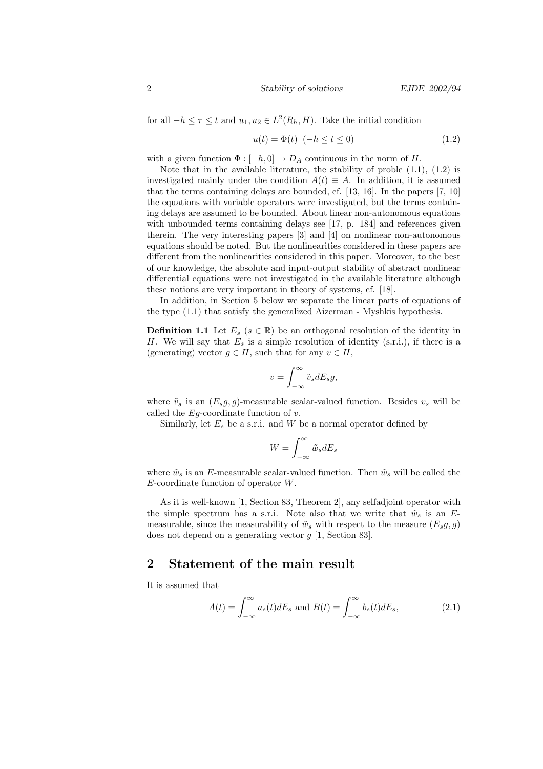for all $-h \le \tau \le t$ and $u_1, u_2 \in L^2(R_h, H)$. Take the initial condition

$$u(t) = \Phi(t) \ \ (-h \le t \le 0) \tag{1.2}$$

with a given function $\Phi : [-h, 0] \to D_A$ continuous in the norm of $H$.

Note that in the available literature, the stability of proble (1.1), (1.2) is investigated mainly under the condition $A(t) \equiv A$. In addition, it is assumed that the terms containing delays are bounded, cf. [13, 16]. In the papers [7, 10] the equations with variable operators were investigated, but the terms containing delays are assumed to be bounded. About linear non-autonomous equations with unbounded terms containing delays see [17, p. 184] and references given therein. The very interesting papers [3] and [4] on nonlinear non-autonomous equations should be noted. But the nonlinearities considered in these papers are different from the nonlinearities considered in this paper. Moreover, to the best of our knowledge, the absolute and input-output stability of abstract nonlinear differential equations were not investigated in the available literature although these notions are very important in theory of systems, cf. [18].

In addition, in Section 5 below we separate the linear parts of equations of the type (1.1) that satisfy the generalized Aizerman - Myshkis hypothesis.

**Definition 1.1** Let $E_s$ ($s \in \mathbb{R}$) be an orthogonal resolution of the identity in $H$. We will say that $E_s$ is a simple resolution of identity (s.r.i.), if there is a (generating) vector $g \in H$, such that for any $v \in H$,

$$v = \int_{-\infty}^{\infty} \tilde{v}_s dE_s g,$$

where $\tilde{v}_s$ is an $(E_s g, g)$-measurable scalar-valued function. Besides $v_s$ will be called the $Eg$-coordinate function of $v$.

Similarly, let $E_s$ be a s.r.i. and $W$ be a normal operator defined by

$$W = \int_{-\infty}^{\infty} \tilde{w}_s dE_s$$

where $\tilde{w}_s$ is an $E$-measurable scalar-valued function. Then $\tilde{w}_s$ will be called the $E$-coordinate function of operator $W$.

As it is well-known [1, Section 83, Theorem 2], any selfadjoint operator with the simple spectrum has a s.r.i. Note also that we write that $\tilde{w}_s$ is an $E$-measurable, since the measurability of $\tilde{w}_s$ with respect to the measure $(E_s g, g)$ does not depend on a generating vector $g$ [1, Section 83].

## 2 Statement of the main result

It is assumed that

$$A(t) = \int_{-\infty}^{\infty} a_s(t) dE_s \text{ and } B(t) = \int_{-\infty}^{\infty} b_s(t) dE_s, \tag{2.1}$$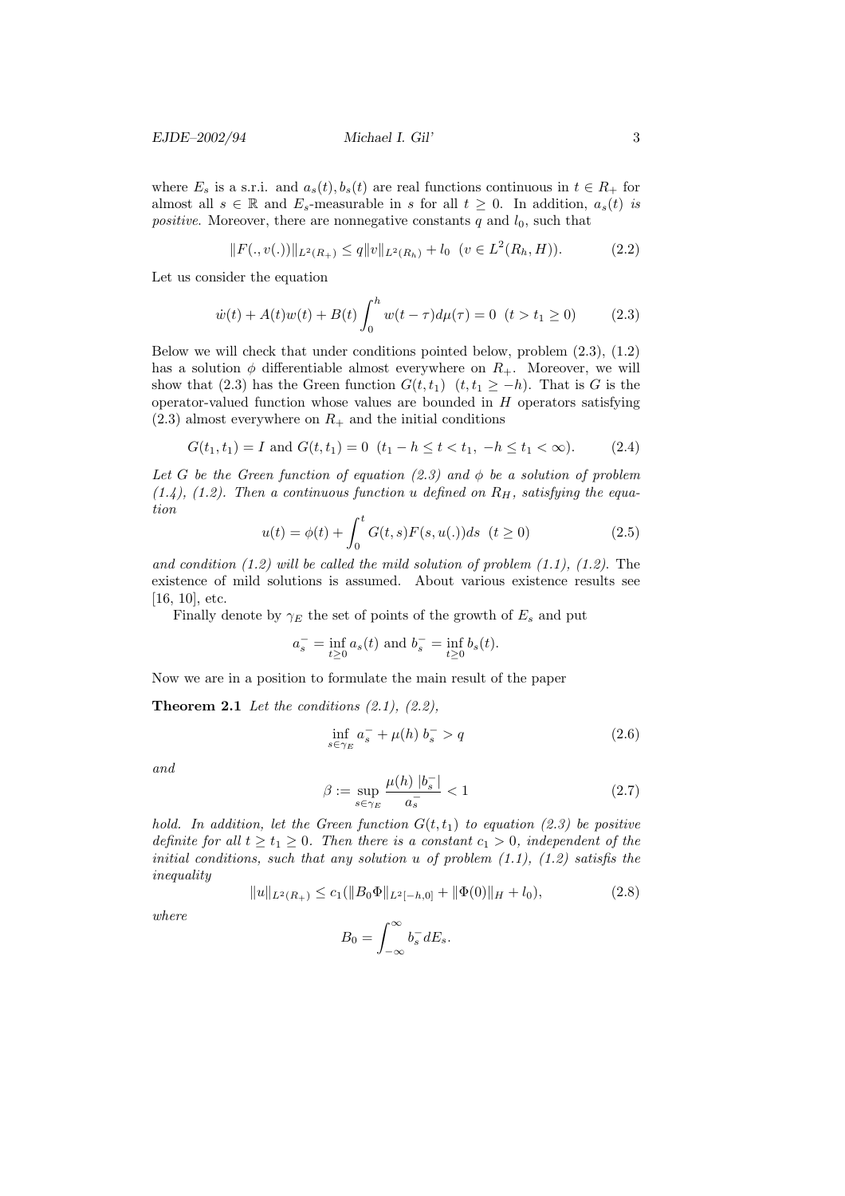where $E_s$ is a s.r.i. and $a_s(t), b_s(t)$ are real functions continuous in $t \in R_+$ for almost all $s \in \mathbb{R}$ and $E_s$-measurable in $s$ for all $t \geq 0$. In addition, $a_s(t)$ *is positive*. Moreover, there are nonnegative constants $q$ and $l_0$, such that

$$\|F(.,v(.))\|_{L^2(R_+)} \leq q\|v\|_{L^2(R_h)} + l_0 \quad (v \in L^2(R_h, H)). \tag{2.2}$$

Let us consider the equation

$$\dot{w}(t) + A(t)w(t) + B(t)\int_0^h w(t-\tau)d\mu(\tau) = 0 \quad (t > t_1 \geq 0) \tag{2.3}$$

Below we will check that under conditions pointed below, problem (2.3), (1.2) has a solution $\phi$ differentiable almost everywhere on $R_+$. Moreover, we will show that (2.3) has the Green function $G(t, t_1)$ $(t, t_1 \geq -h)$. That is $G$ is the operator-valued function whose values are bounded in $H$ operators satisfying (2.3) almost everywhere on $R_+$ and the initial conditions

$$G(t_1, t_1) = I \text{ and } G(t, t_1) = 0 \quad (t_1 - h \leq t < t_1, \ -h \leq t_1 < \infty). \tag{2.4}$$

*Let $G$ be the Green function of equation (2.3) and $\phi$ be a solution of problem (1.4), (1.2). Then a continuous function $u$ defined on $R_H$, satisfying the equation*

$$u(t) = \phi(t) + \int_0^t G(t,s)F(s,u(.))ds \quad (t \geq 0) \tag{2.5}$$

*and condition (1.2) will be called the mild solution of problem (1.1), (1.2).* The existence of mild solutions is assumed. About various existence results see [16, 10], etc.

Finally denote by $\gamma_E$ the set of points of the growth of $E_s$ and put

$$a_s^- = \inf_{t\geq 0} a_s(t) \text{ and } b_s^- = \inf_{t \geq 0} b_s(t).$$

Now we are in a position to formulate the main result of the paper

**Theorem 2.1** *Let the conditions (2.1), (2.2),*

$$\inf_{s\in\gamma_E} a_s^- + \mu(h)\, b_s^- > q \tag{2.6}$$

*and*

$$\beta := \sup_{s\in\gamma_E} \frac{\mu(h)\ |b_s^-|}{a_s^-} < 1 \tag{2.7}$$

*hold. In addition, let the Green function $G(t, t_1)$ to equation (2.3) be positive definite for all $t \geq t_1 \geq 0$. Then there is a constant $c_1 > 0$, independent of the initial conditions, such that any solution $u$ of problem (1.1), (1.2) satisfis the inequality*

$$\|u\|_{L^2(R_+)} \leq c_1(\|B_0\Phi\|_{L^2[-h,0]} + \|\Phi(0)\|_H + l_0), \tag{2.8}$$

*where*

$$B_0 = \int_{-\infty}^{\infty} b_s^- dE_s.$$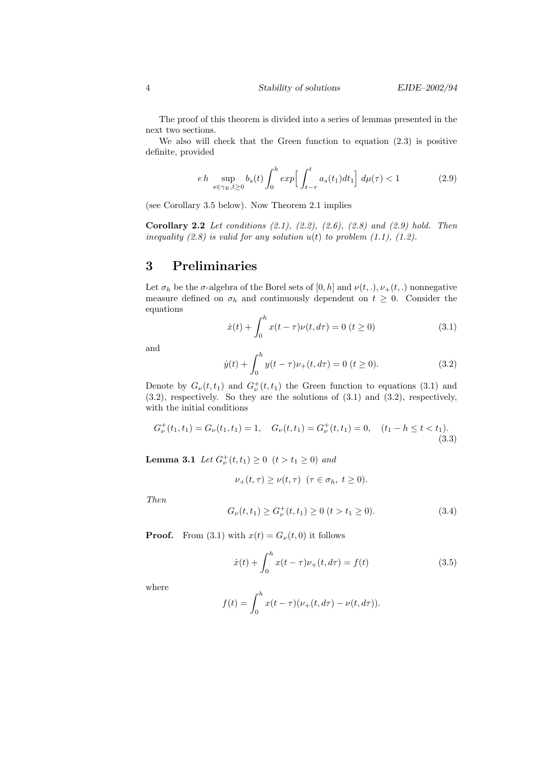The proof of this theorem is divided into a series of lemmas presented in the next two sections.

We also will check that the Green function to equation (2.3) is positive definite, provided

$$e\,h \sup_{s\in\gamma_E, t\geq 0} b_s(t) \int_0^h exp\Big[\int_{t-\tau}^t a_s(t_1)dt_1\Big]\, d\mu(\tau) < 1 \tag{2.9}$$

(see Corollary 3.5 below). Now Theorem 2.1 implies

**Corollary 2.2** *Let conditions (2.1), (2.2), (2.6), (2.8) and (2.9) hold. Then inequality (2.8) is valid for any solution $u(t)$ to problem (1.1), (1.2).*

# 3 Preliminaries

Let $\sigma_h$ be the $\sigma$-algebra of the Borel sets of $[0, h]$ and $\nu(t, .), \nu_+(t, .)$ nonnegative measure defined on $\sigma_h$ and continuously dependent on $t \geq 0$. Consider the equations

$$\dot{x}(t) + \int_0^h x(t-\tau)\nu(t, d\tau) = 0 \ (t \geq 0) \tag{3.1}$$

and

$$\dot{y}(t) + \int_0^h y(t-\tau)\nu_+(t, d\tau) = 0 \ (t \geq 0). \tag{3.2}$$

Denote by $G_\nu(t, t_1)$ and $G_\nu^+(t, t_1)$ the Green function to equations (3.1) and (3.2), respectively. So they are the solutions of (3.1) and (3.2), respectively, with the initial conditions

$$G_\nu^+(t_1, t_1) = G_\nu(t_1, t_1) = 1, \quad G_\nu(t, t_1) = G_\nu^+(t, t_1) = 0, \quad (t_1 - h \leq t < t_1). \tag{3.3}$$

**Lemma 3.1** *Let $G_\nu^+(t, t_1) \geq 0 \ \ (t > t_1 \geq 0)$ and*

$$\nu_+(t, \tau) \geq \nu(t, \tau) \ \ (\tau \in \sigma_h, \ t \geq 0).$$

*Then*

$$G_\nu(t, t_1) \geq G_\nu^+(t, t_1) \geq 0 \ (t > t_1 \geq 0). \tag{3.4}$$

**Proof.** From (3.1) with $x(t) = G_\nu(t, 0)$ it follows

$$\dot{x}(t) + \int_0^h x(t-\tau)\nu_+(t, d\tau) = f(t) \tag{3.5}$$

where

$$f(t) = \int_0^h x(t-\tau)(\nu_+(t, d\tau) - \nu(t, d\tau)).$$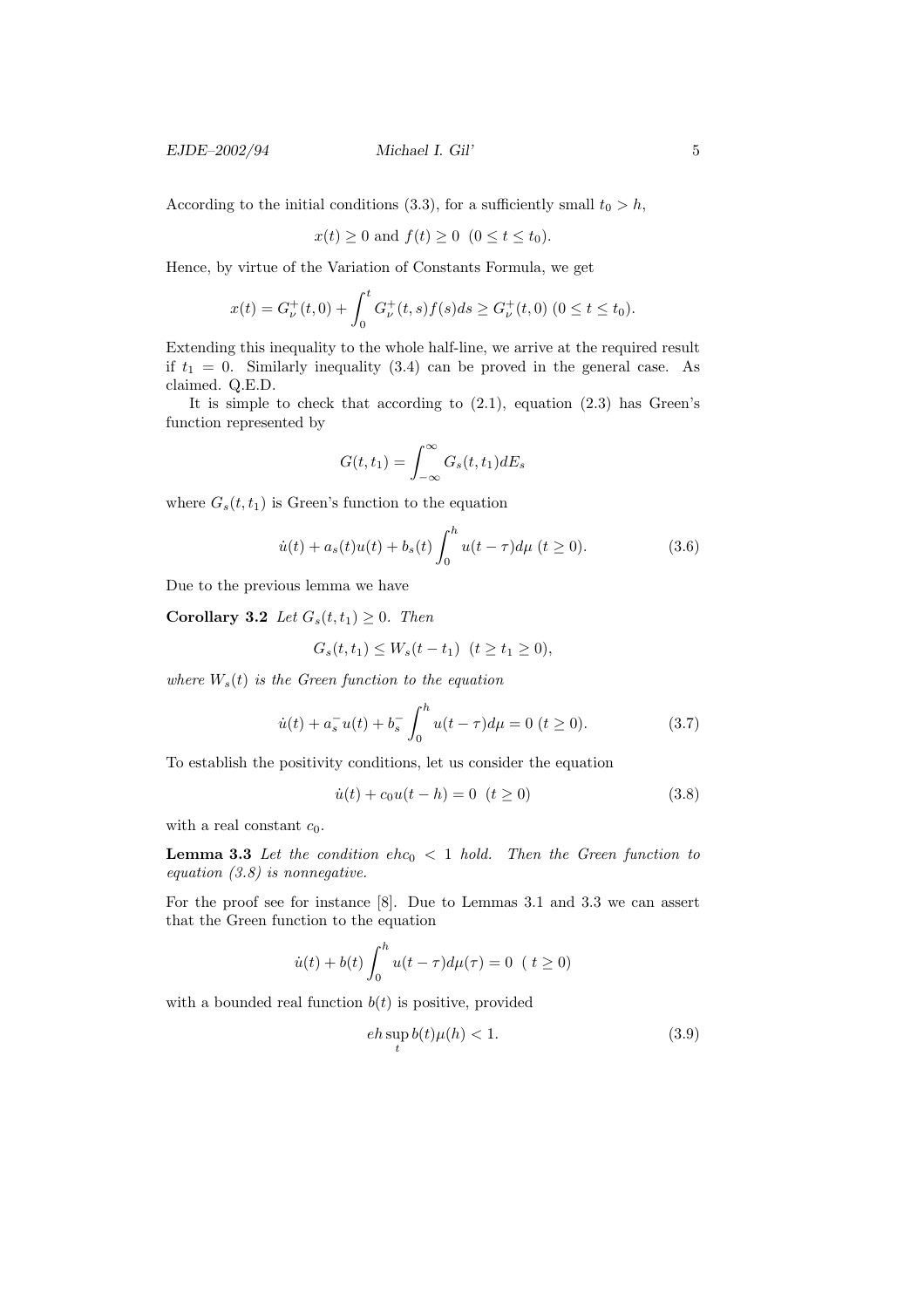According to the initial conditions (3.3), for a sufficiently small $t_0 > h$,

$$x(t) \geq 0 \text{ and } f(t) \geq 0 \ \ (0 \leq t \leq t_0).$$

Hence, by virtue of the Variation of Constants Formula, we get

$$x(t) = G_\nu^+(t,0) + \int_0^t G_\nu^+(t,s)f(s)ds \geq G_\nu^+(t,0) \ (0 \leq t \leq t_0).$$

Extending this inequality to the whole half-line, we arrive at the required result if $t_1 = 0$. Similarly inequality (3.4) can be proved in the general case. As claimed. Q.E.D.

It is simple to check that according to (2.1), equation (2.3) has Green's function represented by

$$G(t,t_1) = \int_{-\infty}^{\infty} G_s(t,t_1)dE_s$$

where $G_s(t,t_1)$ is Green's function to the equation

$$\dot{u}(t) + a_s(t)u(t) + b_s(t)\int_0^h u(t-\tau)d\mu \ (t \geq 0). \tag{3.6}$$

Due to the previous lemma we have

**Corollary 3.2** *Let $G_s(t,t_1) \geq 0$. Then*

$$G_s(t,t_1) \leq W_s(t-t_1) \ \ (t \geq t_1 \geq 0),$$

*where $W_s(t)$ is the Green function to the equation*

$$\dot{u}(t) + a_s^- u(t) + b_s^- \int_0^h u(t-\tau)d\mu = 0 \ (t \geq 0). \tag{3.7}$$

To establish the positivity conditions, let us consider the equation

$$\dot{u}(t) + c_0 u(t-h) = 0 \ \ (t \geq 0) \tag{3.8}$$

with a real constant $c_0$.

**Lemma 3.3** *Let the condition $ehc_0 < 1$ hold. Then the Green function to equation (3.8) is nonnegative.*

For the proof see for instance [8]. Due to Lemmas 3.1 and 3.3 we can assert that the Green function to the equation

$$\dot{u}(t) + b(t)\int_0^h u(t-\tau)d\mu(\tau) = 0 \ \ ( \ t \geq 0)$$

with a bounded real function $b(t)$ is positive, provided

$$eh \sup_t b(t)\mu(h) < 1. \tag{3.9}$$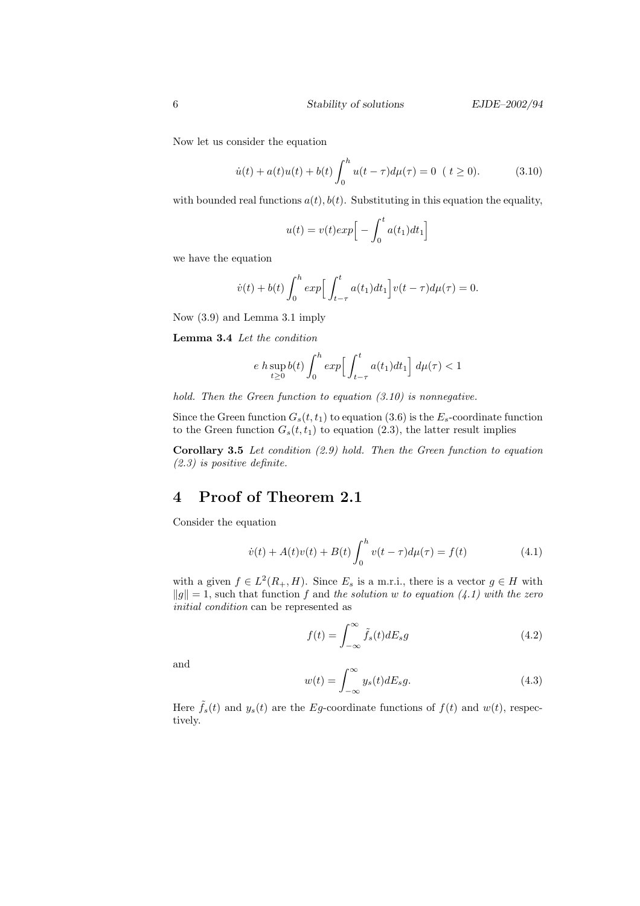Now let us consider the equation

$$\dot{u}(t) + a(t)u(t) + b(t)\int_0^h u(t-\tau)d\mu(\tau) = 0 \ \ ( t \geq 0). \tag{3.10}$$

with bounded real functions $a(t), b(t)$. Substituting in this equation the equality,

$$u(t) = v(t)exp\Big[ -\int_0^t a(t_1)dt_1\Big]$$

we have the equation

$$\dot{v}(t) + b(t)\int_0^h exp\Big[\int_{t-\tau}^t a(t_1)dt_1\Big]v(t-\tau)d\mu(\tau) = 0.$$

Now (3.9) and Lemma 3.1 imply

**Lemma 3.4** *Let the condition*

$$e\ h\sup_{t\geq 0} b(t)\int_0^h exp\Big[\int_{t-\tau}^t a(t_1)dt_1\Big]\ d\mu(\tau) < 1$$

*hold. Then the Green function to equation (3.10) is nonnegative.*

Since the Green function $G_s(t,t_1)$ to equation (3.6) is the $E_s$-coordinate function to the Green function $G_s(t,t_1)$ to equation (2.3), the latter result implies

**Corollary 3.5** *Let condition (2.9) hold. Then the Green function to equation (2.3) is positive definite.*

# 4 Proof of Theorem 2.1

Consider the equation

$$\dot{v}(t) + A(t)v(t) + B(t)\int_0^h v(t-\tau)d\mu(\tau) = f(t) \tag{4.1}$$

with a given $f \in L^2(R_+, H)$. Since $E_s$ is a m.r.i., there is a vector $g \in H$ with $\|g\| = 1$, such that function $f$ and *the solution $w$ to equation (4.1) with the zero initial condition* can be represented as

$$f(t) = \int_{-\infty}^{\infty} \tilde{f}_s(t)dE_s g \tag{4.2}$$

and

$$w(t) = \int_{-\infty}^{\infty} y_s(t)dE_s g. \tag{4.3}$$

Here $\tilde{f}_s(t)$ and $y_s(t)$ are the $Eg$-coordinate functions of $f(t)$ and $w(t)$, respectively.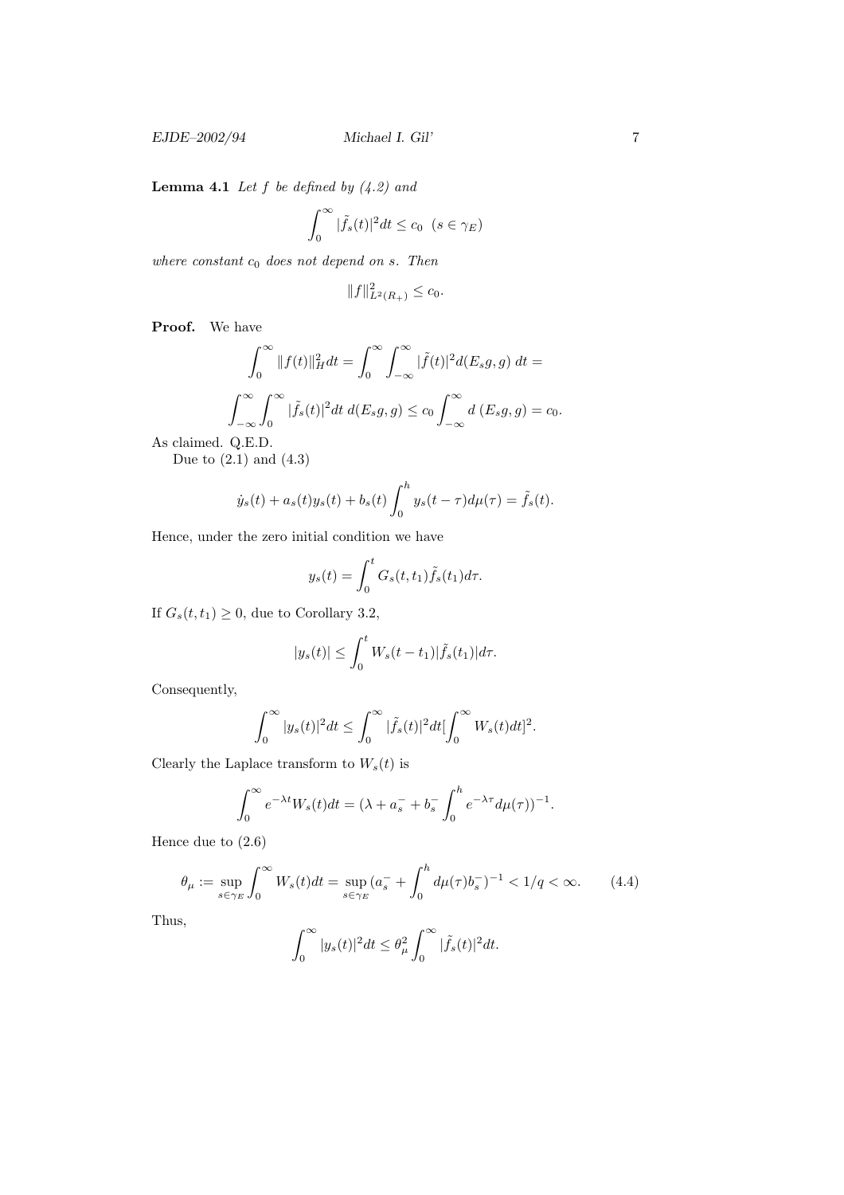**Lemma 4.1** *Let $f$ be defined by (4.2) and*

$$\int_0^\infty |\tilde{f}_s(t)|^2 dt \le c_0 \quad (s \in \gamma_E)$$

*where constant $c_0$ does not depend on $s$. Then*

$$\|f\|^2_{L^2(R_+)} \le c_0.$$

**Proof.** We have

$$\int_0^\infty \|f(t)\|_H^2 dt = \int_0^\infty \int_{-\infty}^\infty |\tilde{f}(t)|^2 d(E_s g, g)\, dt =$$

$$\int_{-\infty}^\infty \int_0^\infty |\tilde{f}_s(t)|^2 dt\, d(E_s g, g) \le c_0 \int_{-\infty}^\infty d\,(E_s g, g) = c_0.$$

As claimed. Q.E.D.

Due to (2.1) and (4.3)

$$\dot{y}_s(t) + a_s(t) y_s(t) + b_s(t) \int_0^h y_s(t-\tau) d\mu(\tau) = \tilde{f}_s(t).$$

Hence, under the zero initial condition we have

$$y_s(t) = \int_0^t G_s(t, t_1) \tilde{f}_s(t_1) d\tau.$$

If $G_s(t, t_1) \ge 0$, due to Corollary 3.2,

$$|y_s(t)| \le \int_0^t W_s(t - t_1) |\tilde{f}_s(t_1)| d\tau.$$

Consequently,

$$\int_0^\infty |y_s(t)|^2 dt \le \int_0^\infty |\tilde{f}_s(t)|^2 dt [\int_0^\infty W_s(t) dt]^2.$$

Clearly the Laplace transform to $W_s(t)$ is

$$\int_0^\infty e^{-\lambda t} W_s(t) dt = (\lambda + a_s^- + b_s^- \int_0^h e^{-\lambda \tau} d\mu(\tau))^{-1}.$$

Hence due to (2.6)

$$\theta_\mu := \sup_{s \in \gamma_E} \int_0^\infty W_s(t) dt = \sup_{s \in \gamma_E} (a_s^- + \int_0^h d\mu(\tau) b_s^-)^{-1} < 1/q < \infty. \tag{4.4}$$

Thus,

$$\int_0^\infty |y_s(t)|^2 dt \le \theta_\mu^2 \int_0^\infty |\tilde{f}_s(t)|^2 dt.$$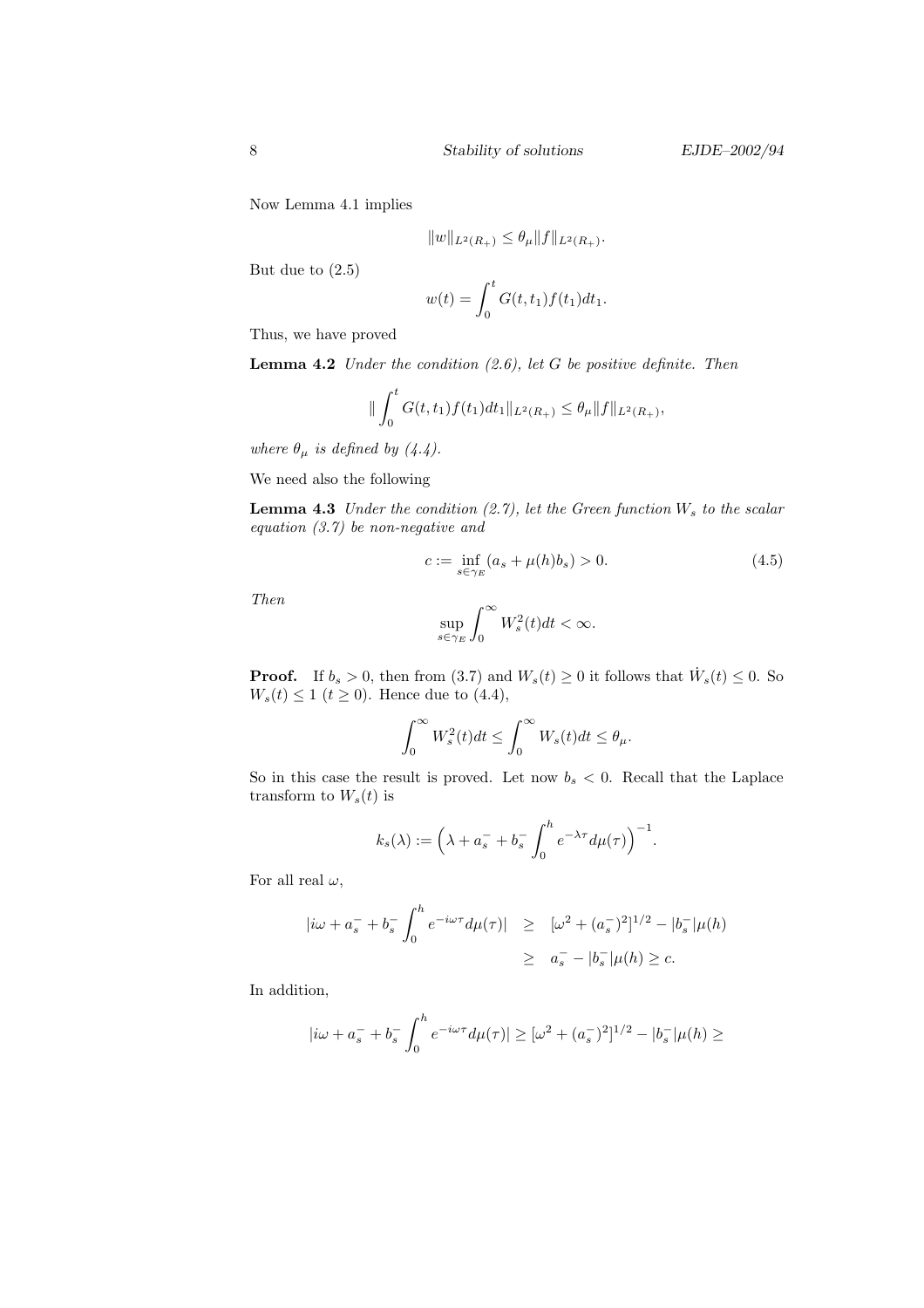Now Lemma 4.1 implies

$$\|w\|_{L^2(R_+)} \leq \theta_\mu \|f\|_{L^2(R_+)}.$$

But due to (2.5)

$$w(t) = \int_0^t G(t, t_1) f(t_1) dt_1.$$

Thus, we have proved

**Lemma 4.2** *Under the condition (2.6), let $G$ be positive definite. Then*

$$\| \int_0^t G(t, t_1) f(t_1) dt_1 \|_{L^2(R_+)} \leq \theta_\mu \|f\|_{L^2(R_+)},$$

*where $\theta_\mu$ is defined by (4.4).*

We need also the following

**Lemma 4.3** *Under the condition (2.7), let the Green function $W_s$ to the scalar equation (3.7) be non-negative and*

$$c := \inf_{s \in \gamma_E} (a_s + \mu(h) b_s) > 0. \tag{4.5}$$

*Then*

$$\sup_{s \in \gamma_E} \int_0^\infty W_s^2(t) dt < \infty.$$

**Proof.** If $b_s > 0$, then from (3.7) and $W_s(t) \geq 0$ it follows that $\dot{W}_s(t) \leq 0$. So $W_s(t) \leq 1$ $(t \geq 0)$. Hence due to (4.4),

$$\int_0^\infty W_s^2(t) dt \leq \int_0^\infty W_s(t) dt \leq \theta_\mu.$$

So in this case the result is proved. Let now $b_s < 0$. Recall that the Laplace transform to $W_s(t)$ is

$$k_s(\lambda) := \Big( \lambda + a_s^- + b_s^- \int_0^h e^{-\lambda \tau} d\mu(\tau) \Big)^{-1}.$$

For all real $\omega$,

$$\begin{aligned} |i\omega + a_s^- + b_s^- \int_0^h e^{-i\omega\tau} d\mu(\tau)| &\geq [\omega^2 + (a_s^-)^2]^{1/2} - |b_s^-| \mu(h) \\ &\geq a_s^- - |b_s^-| \mu(h) \geq c. \end{aligned}$$

In addition,

$$|i\omega + a_s^- + b_s^- \int_0^h e^{-i\omega\tau} d\mu(\tau)| \geq [\omega^2 + (a_s^-)^2]^{1/2} - |b_s^-| \mu(h) \geq$$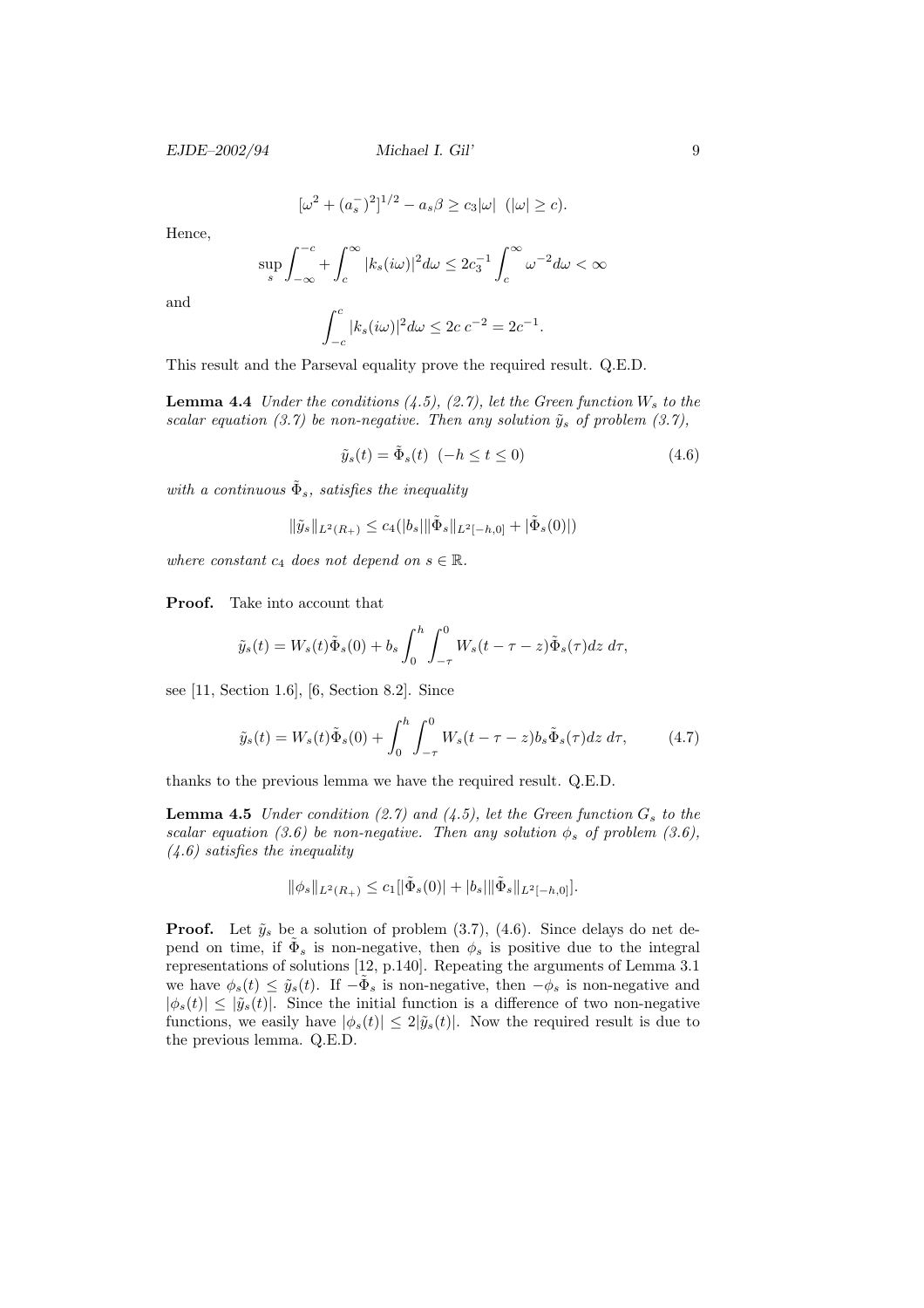$$[\omega^2 + (a_s^-)^2]^{1/2} - a_s\beta \geq c_3|\omega| \ \ (|\omega| \geq c).$$

Hence,

$$\sup_s \int_{-\infty}^{-c} + \int_c^{\infty} |k_s(i\omega)|^2 d\omega \leq 2c_3^{-1} \int_c^{\infty} \omega^{-2} d\omega < \infty$$

and

$$\int_{-c}^{c} |k_s(i\omega)|^2 d\omega \leq 2c\, c^{-2} = 2c^{-1}.$$

This result and the Parseval equality prove the required result. Q.E.D.

**Lemma 4.4** *Under the conditions (4.5), (2.7), let the Green function $W_s$ to the scalar equation (3.7) be non-negative. Then any solution $\tilde{y}_s$ of problem (3.7),*

$$\tilde{y}_s(t) = \tilde{\Phi}_s(t) \ \ (-h \leq t \leq 0) \tag{4.6}$$

*with a continuous $\tilde{\Phi}_s$, satisfies the inequality*

$$\|\tilde{y}_s\|_{L^2(R_+)} \leq c_4(|b_s|\|\tilde{\Phi}_s\|_{L^2[-h,0]} + |\tilde{\Phi}_s(0)|)$$

*where constant $c_4$ does not depend on $s \in \mathbb{R}$.*

**Proof.** Take into account that

$$\tilde{y}_s(t) = W_s(t)\tilde{\Phi}_s(0) + b_s \int_0^h \int_{-\tau}^0 W_s(t - \tau - z)\tilde{\Phi}_s(\tau) dz\, d\tau,$$

see [11, Section 1.6], [6, Section 8.2]. Since

$$\tilde{y}_s(t) = W_s(t)\tilde{\Phi}_s(0) + \int_0^h \int_{-\tau}^0 W_s(t - \tau - z) b_s \tilde{\Phi}_s(\tau) dz\, d\tau, \tag{4.7}$$

thanks to the previous lemma we have the required result. Q.E.D.

**Lemma 4.5** *Under condition (2.7) and (4.5), let the Green function $G_s$ to the scalar equation (3.6) be non-negative. Then any solution $\phi_s$ of problem (3.6), (4.6) satisfies the inequality*

$$\|\phi_s\|_{L^2(R_+)} \leq c_1[|\tilde{\Phi}_s(0)| + |b_s|\|\tilde{\Phi}_s\|_{L^2[-h,0]}].$$

**Proof.** Let $\tilde{y}_s$ be a solution of problem (3.7), (4.6). Since delays do net depend on time, if $\tilde{\Phi}_s$ is non-negative, then $\phi_s$ is positive due to the integral representations of solutions [12, p.140]. Repeating the arguments of Lemma 3.1 we have $\phi_s(t) \leq \tilde{y}_s(t)$. If $-\tilde{\Phi}_s$ is non-negative, then $-\phi_s$ is non-negative and $|\phi_s(t)| \leq |\tilde{y}_s(t)|$. Since the initial function is a difference of two non-negative functions, we easily have $|\phi_s(t)| \leq 2|\tilde{y}_s(t)|$. Now the required result is due to the previous lemma. Q.E.D.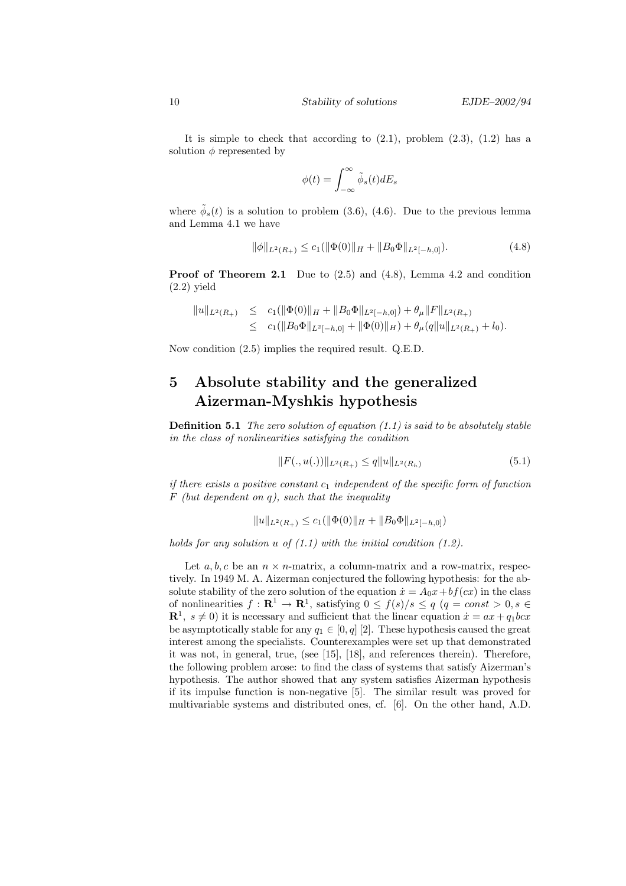It is simple to check that according to (2.1), problem (2.3), (1.2) has a solution $\phi$ represented by

$$\phi(t) = \int_{-\infty}^{\infty} \tilde{\phi}_s(t) dE_s$$

where $\tilde{\phi}_s(t)$ is a solution to problem (3.6), (4.6). Due to the previous lemma and Lemma 4.1 we have

$$\|\phi\|_{L^2(R_+)} \leq c_1(\|\Phi(0)\|_H + \|B_0\Phi\|_{L^2[-h,0]}). \tag{4.8}$$

**Proof of Theorem 2.1** Due to (2.5) and (4.8), Lemma 4.2 and condition (2.2) yield

$$\begin{aligned} \|u\|_{L^2(R_+)} &\leq c_1(\|\Phi(0)\|_H + \|B_0\Phi\|_{L^2[-h,0]}) + \theta_\mu \|F\|_{L^2(R_+)} \\ &\leq c_1(\|B_0\Phi\|_{L^2[-h,0]} + \|\Phi(0)\|_H) + \theta_\mu(q\|u\|_{L^2(R_+)} + l_0). \end{aligned}$$

Now condition (2.5) implies the required result. Q.E.D.

# 5 Absolute stability and the generalized Aizerman-Myshkis hypothesis

**Definition 5.1** *The zero solution of equation (1.1) is said to be absolutely stable in the class of nonlinearities satisfying the condition*

$$\|F(., u(.))\|_{L^2(R_+)} \leq q\|u\|_{L^2(R_h)} \tag{5.1}$$

*if there exists a positive constant $c_1$ independent of the specific form of function $F$ (but dependent on $q$), such that the inequality*

$$\|u\|_{L^2(R_+)} \leq c_1(\|\Phi(0)\|_H + \|B_0\Phi\|_{L^2[-h,0]})$$

*holds for any solution $u$ of (1.1) with the initial condition (1.2).*

Let $a, b, c$ be an $n \times n$-matrix, a column-matrix and a row-matrix, respectively. In 1949 M. A. Aizerman conjectured the following hypothesis: for the absolute stability of the zero solution of the equation $\dot{x} = A_0 x + bf(cx)$ in the class of nonlinearities $f : \mathbf{R}^1 \to \mathbf{R}^1$, satisfying $0 \leq f(s)/s \leq q$ ($q = const > 0, s \in \mathbf{R}^1$, $s \neq 0$) it is necessary and sufficient that the linear equation $\dot{x} = ax + q_1 bcx$ be asymptotically stable for any $q_1 \in [0, q]$ [2]. These hypothesis caused the great interest among the specialists. Counterexamples were set up that demonstrated it was not, in general, true, (see [15], [18], and references therein). Therefore, the following problem arose: to find the class of systems that satisfy Aizerman's hypothesis. The author showed that any system satisfies Aizerman hypothesis if its impulse function is non-negative [5]. The similar result was proved for multivariable systems and distributed ones, cf. [6]. On the other hand, A.D.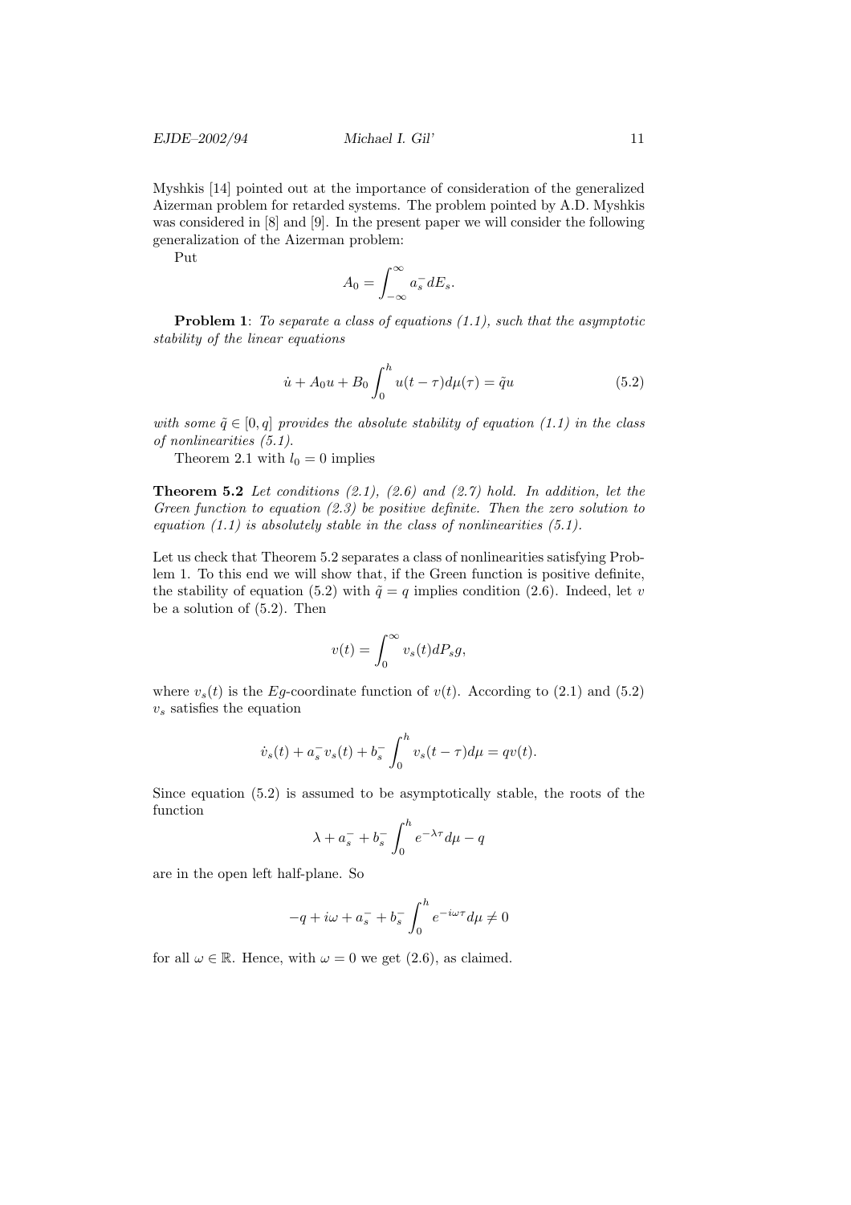Myshkis [14] pointed out at the importance of consideration of the generalized Aizerman problem for retarded systems. The problem pointed by A.D. Myshkis was considered in [8] and [9]. In the present paper we will consider the following generalization of the Aizerman problem:

Put

$$A_0 = \int_{-\infty}^{\infty} a_s^- dE_s.$$

**Problem 1**: *To separate a class of equations (1.1), such that the asymptotic stability of the linear equations*

$$\dot{u} + A_0 u + B_0 \int_0^h u(t-\tau) d\mu(\tau) = \tilde{q} u \tag{5.2}$$

*with some $\tilde{q} \in [0, q]$ provides the absolute stability of equation (1.1) in the class of nonlinearities (5.1).*

Theorem 2.1 with $l_0 = 0$ implies

**Theorem 5.2** *Let conditions (2.1), (2.6) and (2.7) hold. In addition, let the Green function to equation (2.3) be positive definite. Then the zero solution to equation (1.1) is absolutely stable in the class of nonlinearities (5.1).*

Let us check that Theorem 5.2 separates a class of nonlinearities satisfying Problem 1. To this end we will show that, if the Green function is positive definite, the stability of equation (5.2) with $\tilde{q} = q$ implies condition (2.6). Indeed, let $v$ be a solution of (5.2). Then

$$v(t) = \int_0^{\infty} v_s(t) dP_s g,$$

where $v_s(t)$ is the $Eg$-coordinate function of $v(t)$. According to (2.1) and (5.2) $v_s$ satisfies the equation

$$\dot{v}_s(t) + a_s^- v_s(t) + b_s^- \int_0^h v_s(t-\tau) d\mu = q v(t).$$

Since equation (5.2) is assumed to be asymptotically stable, the roots of the function

$$\lambda + a_s^- + b_s^- \int_0^h e^{-\lambda \tau} d\mu - q$$

are in the open left half-plane. So

$$-q + i\omega + a_s^- + b_s^- \int_0^h e^{-i\omega\tau} d\mu \neq 0$$

for all $\omega \in \mathbb{R}$. Hence, with $\omega = 0$ we get (2.6), as claimed.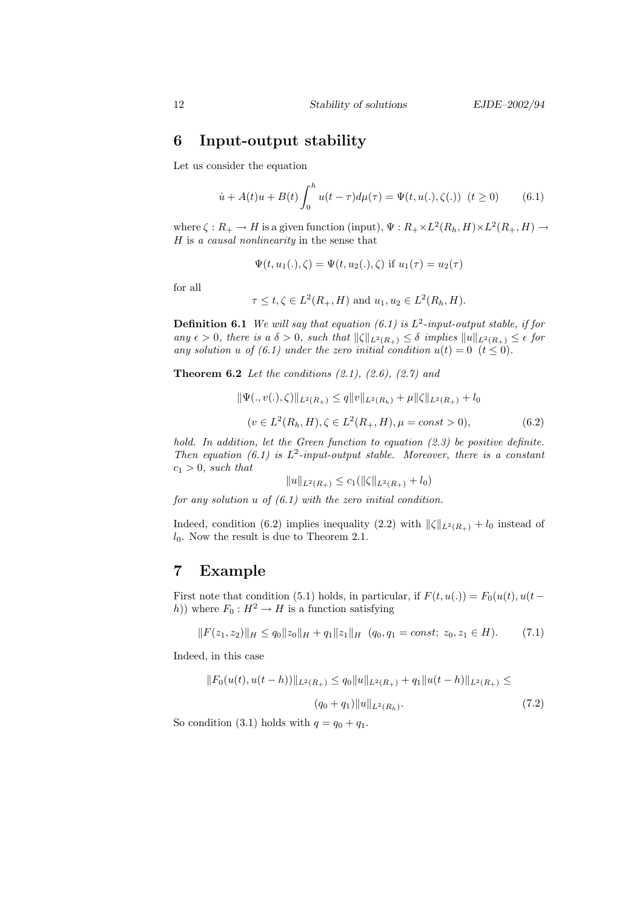## 6 Input-output stability

Let us consider the equation

$$\dot{u} + A(t)u + B(t)\int_0^h u(t-\tau)d\mu(\tau) = \Psi(t, u(.), \zeta(.)) \quad (t \geq 0) \tag{6.1}$$

where $\zeta : R_+ \to H$ is a given function (input), $\Psi : R_+ \times L^2(R_h, H) \times L^2(R_+, H) \to H$ is *a causal nonlinearity* in the sense that

$$\Psi(t, u_1(.), \zeta) = \Psi(t, u_2(.), \zeta) \text{ if } u_1(\tau) = u_2(\tau)$$

for all

$$\tau \leq t, \zeta \in L^2(R_+, H) \text{ and } u_1, u_2 \in L^2(R_h, H).$$

**Definition 6.1** *We will say that equation (6.1) is $L^2$-input-output stable, if for any $\epsilon > 0$, there is a $\delta > 0$, such that $\|\zeta\|_{L^2(R_+)} \leq \delta$ implies $\|u\|_{L^2(R_+)} \leq \epsilon$ for any solution $u$ of (6.1) under the zero initial condition $u(t) = 0$ $(t \leq 0)$.*

**Theorem 6.2** *Let the conditions (2.1), (2.6), (2.7) and*

$$\|\Psi(., v(.), \zeta)\|_{L^2(R_+)} \leq q\|v\|_{L^2(R_h)} + \mu\|\zeta\|_{L^2(R_+)} + l_0$$

$$(v \in L^2(R_h, H), \zeta \in L^2(R_+, H), \mu = const > 0), \tag{6.2}$$

*hold. In addition, let the Green function to equation (2.3) be positive definite. Then equation (6.1) is $L^2$-input-output stable. Moreover, there is a constant $c_1 > 0$, such that*

$$\|u\|_{L^2(R_+)} \leq c_1(\|\zeta\|_{L^2(R_+)} + l_0)$$

*for any solution $u$ of (6.1) with the zero initial condition.*

Indeed, condition (6.2) implies inequality (2.2) with $\|\zeta\|_{L^2(R_+)} + l_0$ instead of $l_0$. Now the result is due to Theorem 2.1.

## 7 Example

First note that condition (5.1) holds, in particular, if $F(t, u(.)) = F_0(u(t), u(t-h))$ where $F_0 : H^2 \to H$ is a function satisfying

$$\|F(z_1, z_2)\|_H \leq q_0\|z_0\|_H + q_1\|z_1\|_H \quad (q_0, q_1 = const;\ z_0, z_1 \in H). \tag{7.1}$$

Indeed, in this case

$$\|F_0(u(t), u(t-h))\|_{L^2(R_+)} \leq q_0\|u\|_{L^2(R_+)} + q_1\|u(t-h)\|_{L^2(R_+)} \leq$$

$$(q_0 + q_1)\|u\|_{L^2(R_h)}. \tag{7.2}$$

So condition (3.1) holds with $q = q_0 + q_1$.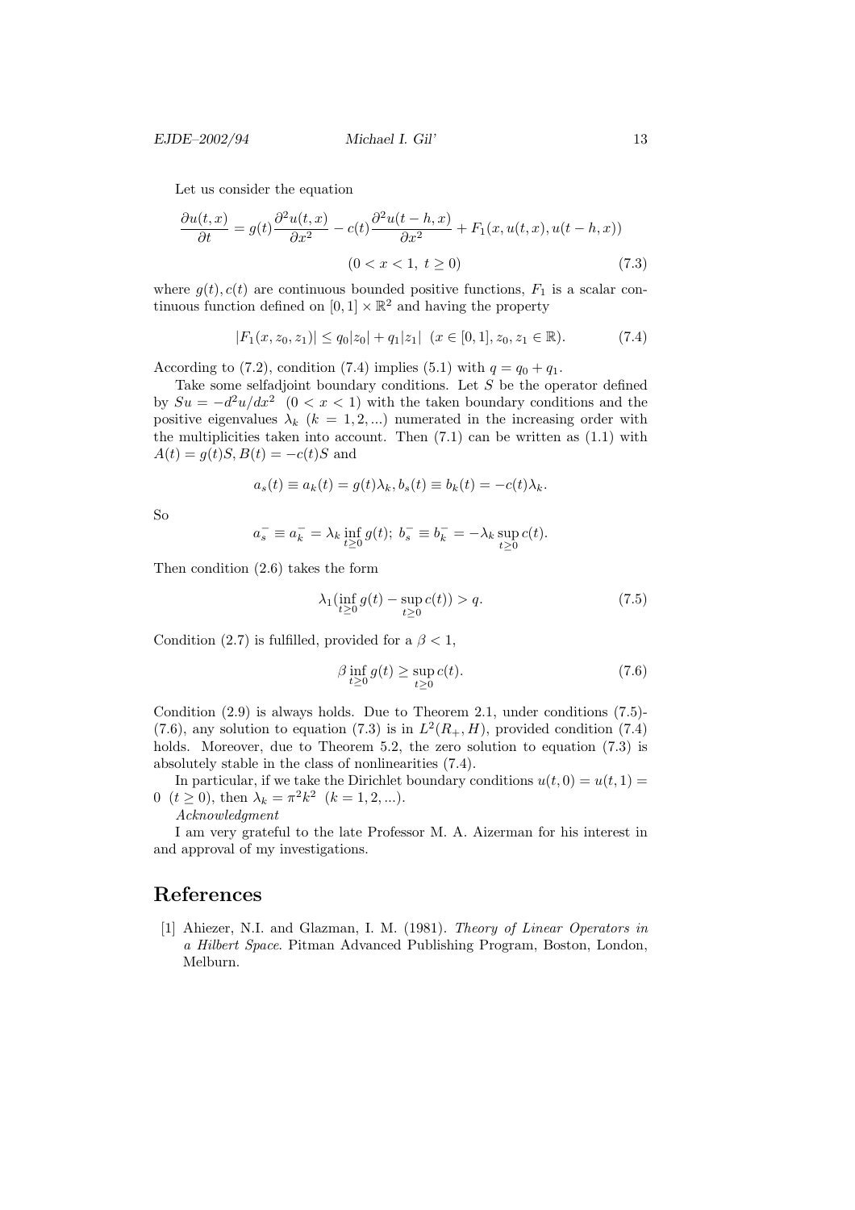Let us consider the equation

$$\frac{\partial u(t,x)}{\partial t} = g(t)\frac{\partial^2 u(t,x)}{\partial x^2} - c(t)\frac{\partial^2 u(t-h,x)}{\partial x^2} + F_1(x, u(t,x), u(t-h,x))$$

$$(0 < x < 1,\ t \geq 0) \tag{7.3}$$

where $g(t), c(t)$ are continuous bounded positive functions, $F_1$ is a scalar continuous function defined on $[0,1] \times \mathbb{R}^2$ and having the property

$$|F_1(x, z_0, z_1)| \leq q_0|z_0| + q_1|z_1| \quad (x \in [0,1], z_0, z_1 \in \mathbb{R}). \tag{7.4}$$

According to (7.2), condition (7.4) implies (5.1) with $q = q_0 + q_1$.

Take some selfadjoint boundary conditions. Let $S$ be the operator defined by $Su = -d^2u/dx^2 \ \ (0 < x < 1)$ with the taken boundary conditions and the positive eigenvalues $\lambda_k \ (k = 1, 2, ...)$ numerated in the increasing order with the multiplicities taken into account. Then (7.1) can be written as (1.1) with $A(t) = g(t)S, B(t) = -c(t)S$ and

$$a_s(t) \equiv a_k(t) = g(t)\lambda_k, b_s(t) \equiv b_k(t) = -c(t)\lambda_k.$$

So

$$a_s^- \equiv a_k^- = \lambda_k \inf_{t \geq 0} g(t);\ b_s^- \equiv b_k^- = -\lambda_k \sup_{t \geq 0} c(t).$$

Then condition (2.6) takes the form

$$\lambda_1(\inf_{t \geq 0} g(t) - \sup_{t \geq 0} c(t)) > q. \tag{7.5}$$

Condition (2.7) is fulfilled, provided for a $\beta < 1$,

$$\beta \inf_{t \geq 0} g(t) \geq \sup_{t \geq 0} c(t). \tag{7.6}$$

Condition (2.9) is always holds. Due to Theorem 2.1, under conditions (7.5)-(7.6), any solution to equation (7.3) is in $L^2(R_+, H)$, provided condition (7.4) holds. Moreover, due to Theorem 5.2, the zero solution to equation (7.3) is absolutely stable in the class of nonlinearities (7.4).

In particular, if we take the Dirichlet boundary conditions $u(t,0) = u(t,1) = 0 \ \ (t \geq 0)$, then $\lambda_k = \pi^2 k^2 \ \ (k = 1, 2, ...)$.

*Acknowledgment*

I am very grateful to the late Professor M. A. Aizerman for his interest in and approval of my investigations.

# References

[1] Ahiezer, N.I. and Glazman, I. M. (1981). *Theory of Linear Operators in a Hilbert Space*. Pitman Advanced Publishing Program, Boston, London, Melburn.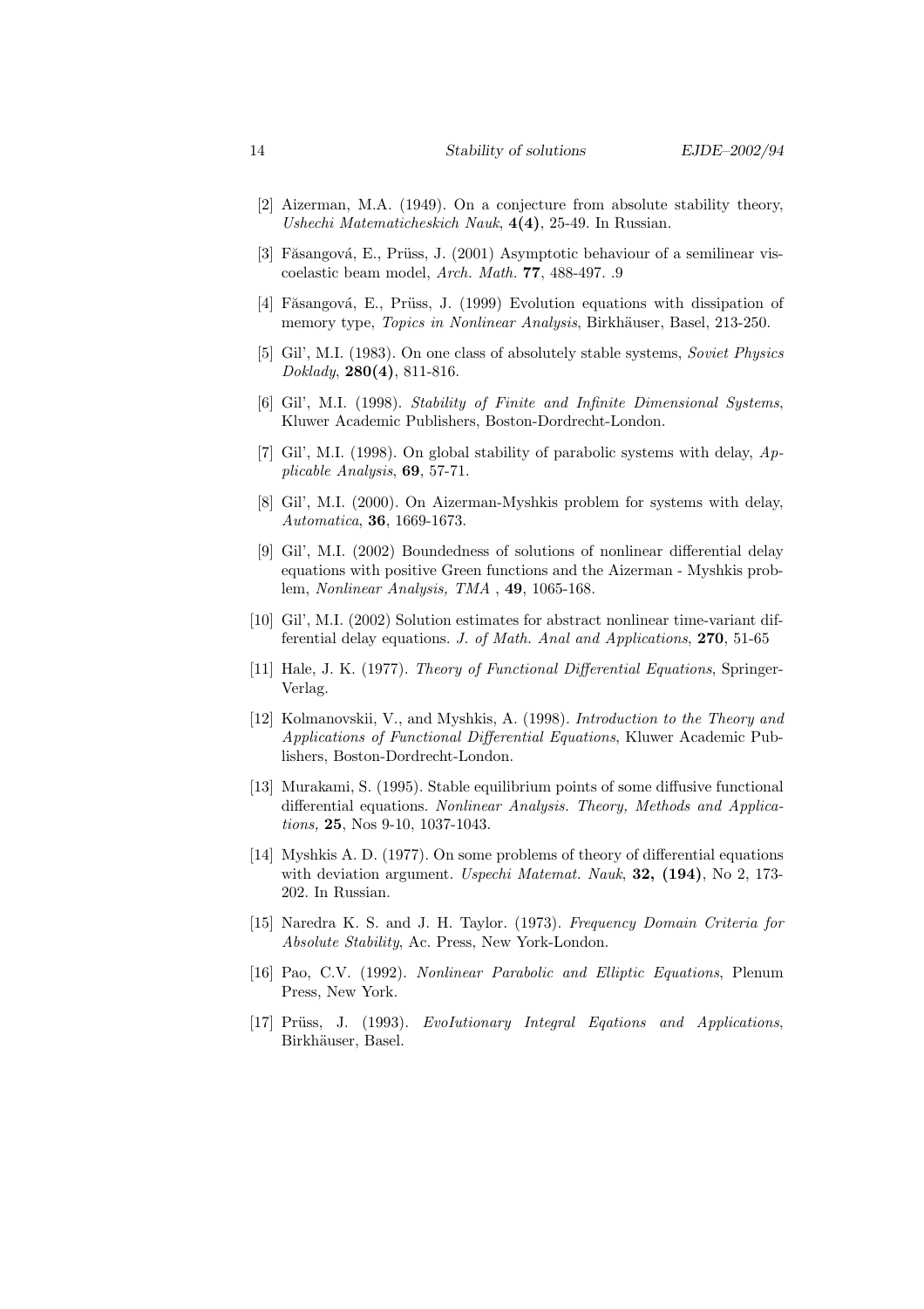[2] Aizerman, M.A. (1949). On a conjecture from absolute stability theory, *Ushechi Matematicheskich Nauk*, **4(4)**, 25-49. In Russian.

[3] Făsangová, E., Prüss, J. (2001) Asymptotic behaviour of a semilinear viscoelastic beam model, *Arch. Math.* **77**, 488-497. .9

[4] Făsangová, E., Prüss, J. (1999) Evolution equations with dissipation of memory type, *Topics in Nonlinear Analysis*, Birkhäuser, Basel, 213-250.

[5] Gil', M.I. (1983). On one class of absolutely stable systems, *Soviet Physics Doklady*, **280(4)**, 811-816.

[6] Gil', M.I. (1998). *Stability of Finite and Infinite Dimensional Systems*, Kluwer Academic Publishers, Boston-Dordrecht-London.

[7] Gil', M.I. (1998). On global stability of parabolic systems with delay, *Applicable Analysis*, **69**, 57-71.

[8] Gil', M.I. (2000). On Aizerman-Myshkis problem for systems with delay, *Automatica*, **36**, 1669-1673.

[9] Gil', M.I. (2002) Boundedness of solutions of nonlinear differential delay equations with positive Green functions and the Aizerman - Myshkis problem, *Nonlinear Analysis, TMA* , **49**, 1065-168.

[10] Gil', M.I. (2002) Solution estimates for abstract nonlinear time-variant differential delay equations. *J. of Math. Anal and Applications*, **270**, 51-65

[11] Hale, J. K. (1977). *Theory of Functional Differential Equations*, Springer-Verlag.

[12] Kolmanovskii, V., and Myshkis, A. (1998). *Introduction to the Theory and Applications of Functional Differential Equations*, Kluwer Academic Publishers, Boston-Dordrecht-London.

[13] Murakami, S. (1995). Stable equilibrium points of some diffusive functional differential equations. *Nonlinear Analysis. Theory, Methods and Applications,* **25**, Nos 9-10, 1037-1043.

[14] Myshkis A. D. (1977). On some problems of theory of differential equations with deviation argument. *Uspechi Matemat. Nauk*, **32, (194)**, No 2, 173-202. In Russian.

[15] Naredra K. S. and J. H. Taylor. (1973). *Frequency Domain Criteria for Absolute Stability*, Ac. Press, New York-London.

[16] Pao, C.V. (1992). *Nonlinear Parabolic and Elliptic Equations*, Plenum Press, New York.

[17] Prüss, J. (1993). *EvoIutionary Integral Eqations and Applications*, Birkhäuser, Basel.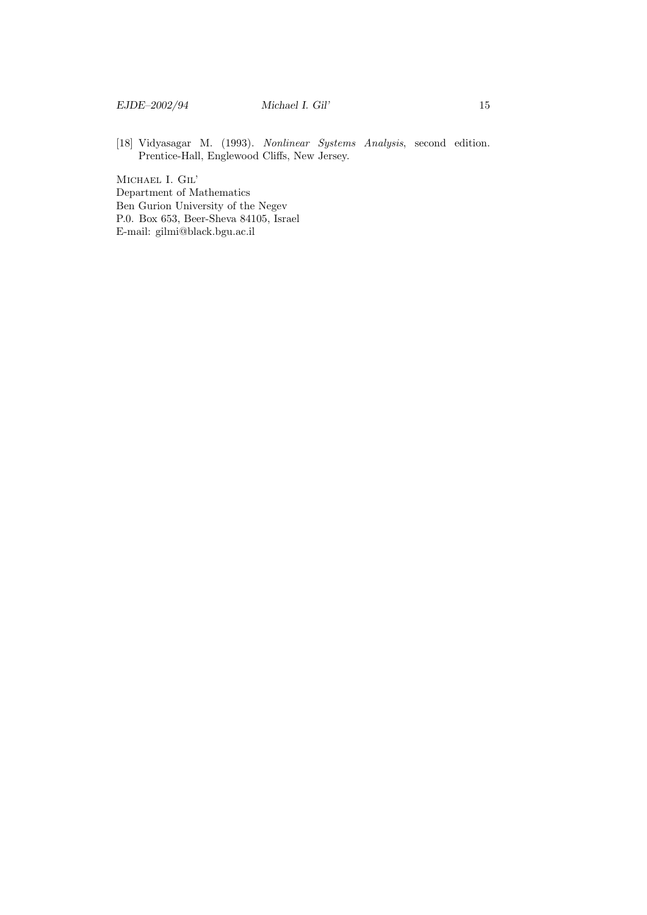[18] Vidyasagar M. (1993). *Nonlinear Systems Analysis*, second edition. Prentice-Hall, Englewood Cliffs, New Jersey.

Michael I. Gil'
Department of Mathematics
Ben Gurion University of the Negev
P.0. Box 653, Beer-Sheva 84105, Israel
E-mail: gilmi@black.bgu.ac.il